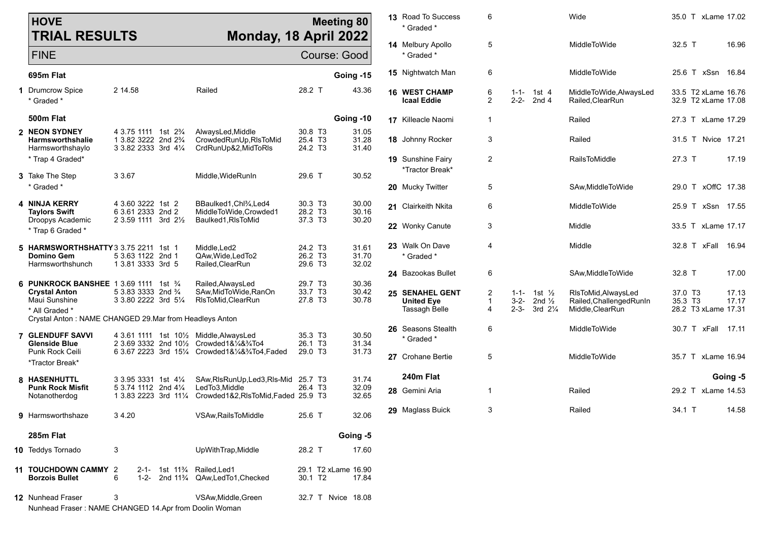# HOVE TRIAL RESULTS

**Meeting 80** — **Monday, 18 April 2022**

FINE — Course: Good

### 695m Flat — Going -15

| No. | Dog | Trap/Split | Sectionals | Pos | Comment | Weight | Grade | Time |
|---|---|---|---|---|---|---|---|---|
| 1 | Drumcrow Spice | 2 14.58 | | | Railed | 28.2 | T | 43.36 |
| | * Graded * | | | | | | | |

### 500m Flat — Going -10

| No. | Dog | Trap/Split | Sectionals | Pos | Comment | Weight | Grade | Time |
|---|---|---|---|---|---|---|---|---|
| 2 | **NEON SYDNEY** | 4 3.75 | 1111 | 1st 2¾ | AlwaysLed,Middle | 30.8 | T3 | 31.05 |
| | **Harmsworthshalie** | 1 3.82 | 3222 | 2nd 2¾ | CrowdedRunUp,RlsToMid | 25.4 | T3 | 31.28 |
| | Harmsworthshaylo | 3 3.82 | 2333 | 3rd 4¼ | CrdRunUp&2,MidToRls | 24.2 | T3 | 31.40 |
| | * Trap 4 Graded* | | | | | | | |
| 3 | Take The Step | 3 3.67 | | | Middle,WideRunIn | 29.6 | T | 30.52 |
| | * Graded * | | | | | | | |
| 4 | **NINJA KERRY** | 4 3.60 | 3222 | 1st 2 | BBaulked1,Chl¾,Led4 | 30.3 | T3 | 30.00 |
| | **Taylors Swift** | 6 3.61 | 2333 | 2nd 2 | MiddleToWide,Crowded1 | 28.2 | T3 | 30.16 |
| | Droopys Academic | 2 3.59 | 1111 | 3rd 2½ | Baulked1,RlsToMid | 37.3 | T3 | 30.20 |
| | * Trap 6 Graded * | | | | | | | |
| 5 | **HARMSWORTHSHATTY** | 3 3.75 | 2211 | 1st 1 | Middle,Led2 | 24.2 | T3 | 31.61 |
| | **Domino Gem** | 5 3.63 | 1122 | 2nd 1 | QAw,Wide,LedTo2 | 26.2 | T3 | 31.70 |
| | Harmsworthshunch | 1 3.81 | 3333 | 3rd 5 | Railed,ClearRun | 29.6 | T3 | 32.02 |
| 6 | **PUNKROCK BANSHEE** | 1 3.69 | 1111 | 1st ¾ | Railed,AlwaysLed | 29.7 | T3 | 30.36 |
| | **Crystal Anton** | 5 3.83 | 3333 | 2nd ¾ | SAw,MidToWide,RanOn | 33.7 | T3 | 30.42 |
| | Maui Sunshine | 3 3.80 | 2222 | 3rd 5¼ | RlsToMid,ClearRun | 27.8 | T3 | 30.78 |
| | * All Graded * | | | | | | | |
| | Crystal Anton : NAME CHANGED 29.Mar from Headleys Anton | | | | | | | |
| 7 | **GLENDUFF SAVVI** | 4 3.61 | 1111 | 1st 10½ | Middle,AlwaysLed | 35.3 | T3 | 30.50 |
| | **Glenside Blue** | 2 3.69 | 3332 | 2nd 10½ | Crowded1&¼&¾To4 | 26.1 | T3 | 31.34 |
| | Punk Rock Ceili | 6 3.67 | 2223 | 3rd 15¼ | Crowded1&¼&¾To4,Faded | 29.0 | T3 | 31.73 |
| | *Tractor Break* | | | | | | | |
| 8 | **HASENHUTTL** | 3 3.95 | 3331 | 1st 4¼ | SAw,RlsRunUp,Led3,Rls-Mid | 25.7 | T3 | 31.74 |
| | **Punk Rock Misfit** | 5 3.74 | 1112 | 2nd 4¼ | LedTo3,Middle | 26.4 | T3 | 32.09 |
| | Notanotherdog | 1 3.83 | 2223 | 3rd 11¼ | Crowded1&2,RlsToMid,Faded | 25.9 | T3 | 32.65 |
| 9 | Harmsworthshaze | 3 4.20 | | | VSAw,RailsToMiddle | 25.6 | T | 32.06 |

### 285m Flat — Going -5

| No. | Dog | Trap | Sectionals | Pos | Comment | Weight | Grade | Time |
|---|---|---|---|---|---|---|---|---|
| 10 | Teddys Tornado | 3 | | | UpWithTrap,Middle | 28.2 | T | 17.60 |
| 11 | **TOUCHDOWN CAMMY** | 2 | 2-1- | 1st 11¾ | Railed,Led1 | 29.1 | T2 xLame | 16.90 |
| | **Borzois Bullet** | 6 | 1-2- | 2nd 11¾ | QAw,LedTo1,Checked | 30.1 | T2 | 17.84 |
| 12 | Nunhead Fraser | 3 | | | VSAw,Middle,Green | 32.7 | T Nvice | 18.08 |
| | Nunhead Fraser : NAME CHANGED 14.Apr from Doolin Woman | | | | | | | |
| 13 | Road To Success | 6 | | | Wide | 35.0 | T xLame | 17.02 |
| | * Graded * | | | | | | | |
| 14 | Melbury Apollo | 5 | | | MiddleToWide | 32.5 | T | 16.96 |
| | * Graded * | | | | | | | |
| 15 | Nightwatch Man | 6 | | | MiddleToWide | 25.6 | T xSsn | 16.84 |
| 16 | **WEST CHAMP** | 6 | 1-1- | 1st 4 | MiddleToWide,AlwaysLed | 33.5 | T2 xLame | 16.76 |
| | **Icaal Eddie** | 2 | 2-2- | 2nd 4 | Railed,ClearRun | 32.9 | T2 xLame | 17.08 |
| 17 | Killeacle Naomi | 1 | | | Railed | 27.3 | T xLame | 17.29 |
| 18 | Johnny Rocker | 3 | | | Railed | 31.5 | T Nvice | 17.21 |
| 19 | Sunshine Fairy | 2 | | | RailsToMiddle | 27.3 | T | 17.19 |
| | *Tractor Break* | | | | | | | |
| 20 | Mucky Twitter | 5 | | | SAw,MiddleToWide | 29.0 | T xOffC | 17.38 |
| 21 | Clairkeith Nkita | 6 | | | MiddleToWide | 25.9 | T xSsn | 17.55 |
| 22 | Wonky Canute | 3 | | | Middle | 33.5 | T xLame | 17.17 |
| 23 | Walk On Dave | 4 | | | Middle | 32.8 | T xFall | 16.94 |
| | * Graded * | | | | | | | |
| 24 | Bazookas Bullet | 6 | | | SAw,MiddleToWide | 32.8 | T | 17.00 |
| 25 | **SENAHEL GENT** | 2 | 1-1- | 1st ½ | RlsToMid,AlwaysLed | 37.0 | T3 | 17.13 |
| | **United Eye** | 1 | 3-2- | 2nd ½ | Railed,ChallengedRunIn | 35.3 | T3 | 17.17 |
| | Tassagh Belle | 4 | 2-3- | 3rd 2¼ | Middle,ClearRun | 28.2 | T3 xLame | 17.31 |
| 26 | Seasons Stealth | 6 | | | MiddleToWide | 30.7 | T xFall | 17.11 |
| | * Graded * | | | | | | | |
| 27 | Crohane Bertie | 5 | | | MiddleToWide | 35.7 | T xLame | 16.94 |

### 240m Flat — Going -5

| No. | Dog | Trap | Sectionals | Pos | Comment | Weight | Grade | Time |
|---|---|---|---|---|---|---|---|---|
| 28 | Gemini Aria | 1 | | | Railed | 29.2 | T xLame | 14.53 |
| 29 | Maglass Buick | 3 | | | Railed | 34.1 | T | 14.58 |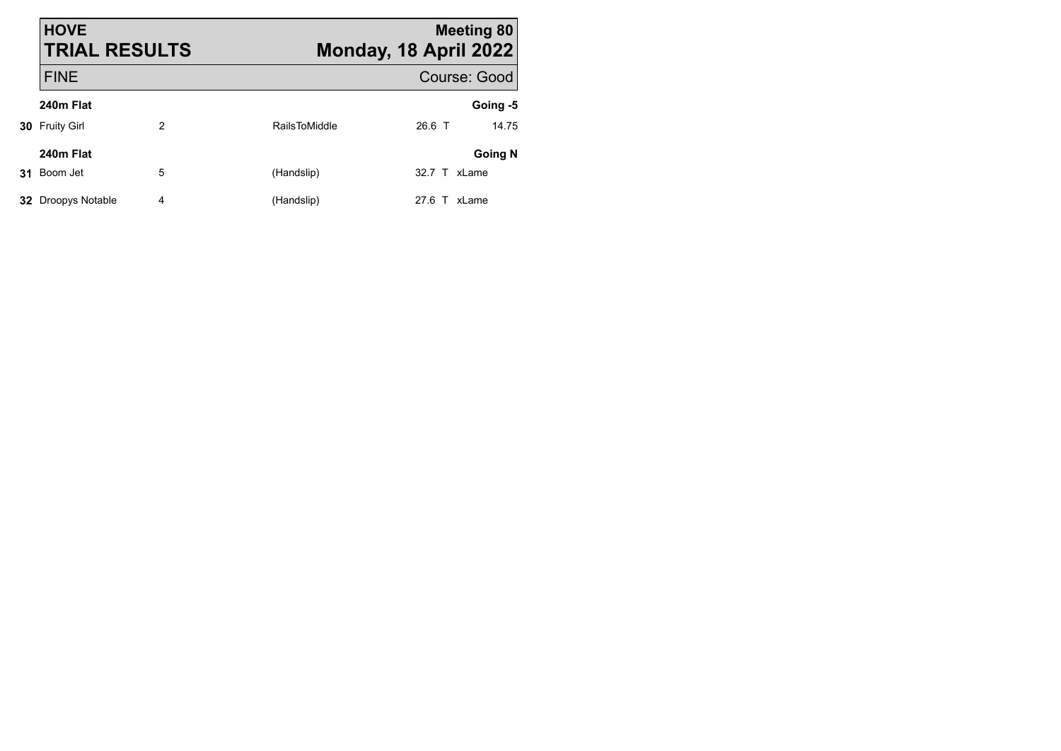## HOVE TRIAL RESULTS

**Meeting 80**
**Monday, 18 April 2022**

FINE — Course: Good

**240m Flat** — **Going -5**

| | | | | | | |
|---|---|---|---|---|---|---|
| **30** | Fruity Girl | 2 | RailsToMiddle | 26.6 | T | 14.75 |

**240m Flat** — **Going N**

| | | | | | | |
|---|---|---|---|---|---|---|
| **31** | Boom Jet | 5 | (Handslip) | 32.7 | T | xLame |
| **32** | Droopys Notable | 4 | (Handslip) | 27.6 | T | xLame |